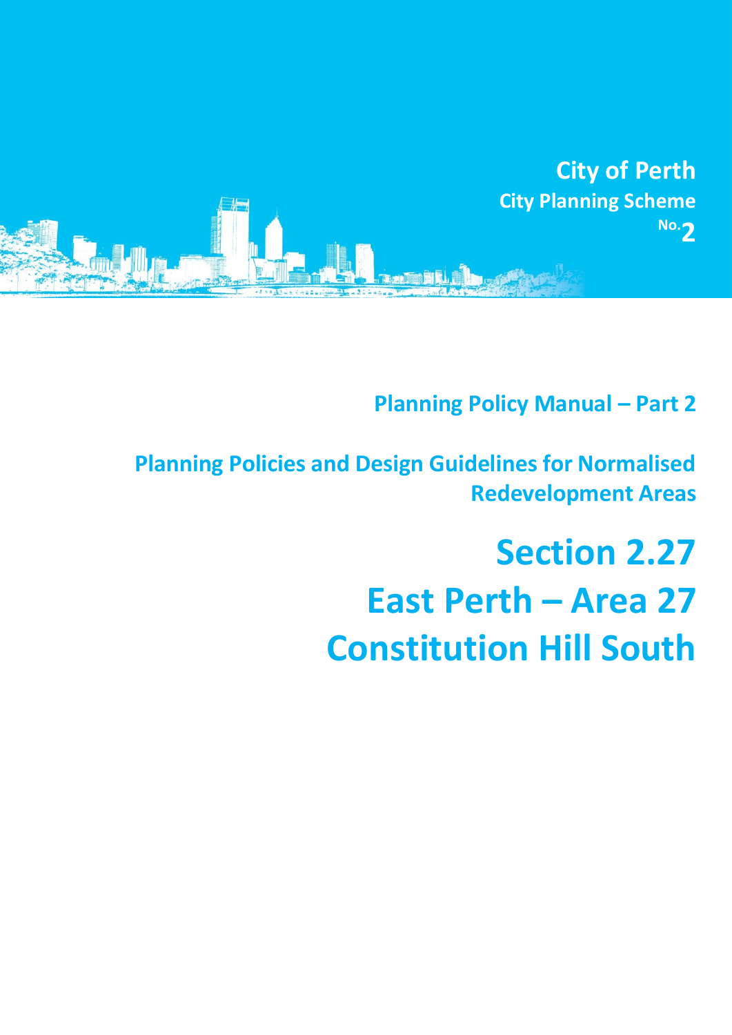City of Perth
City Planning Scheme No.2

Planning Policy Manual – Part 2

Planning Policies and Design Guidelines for Normalised Redevelopment Areas

# Section 2.27
# East Perth – Area 27
# Constitution Hill South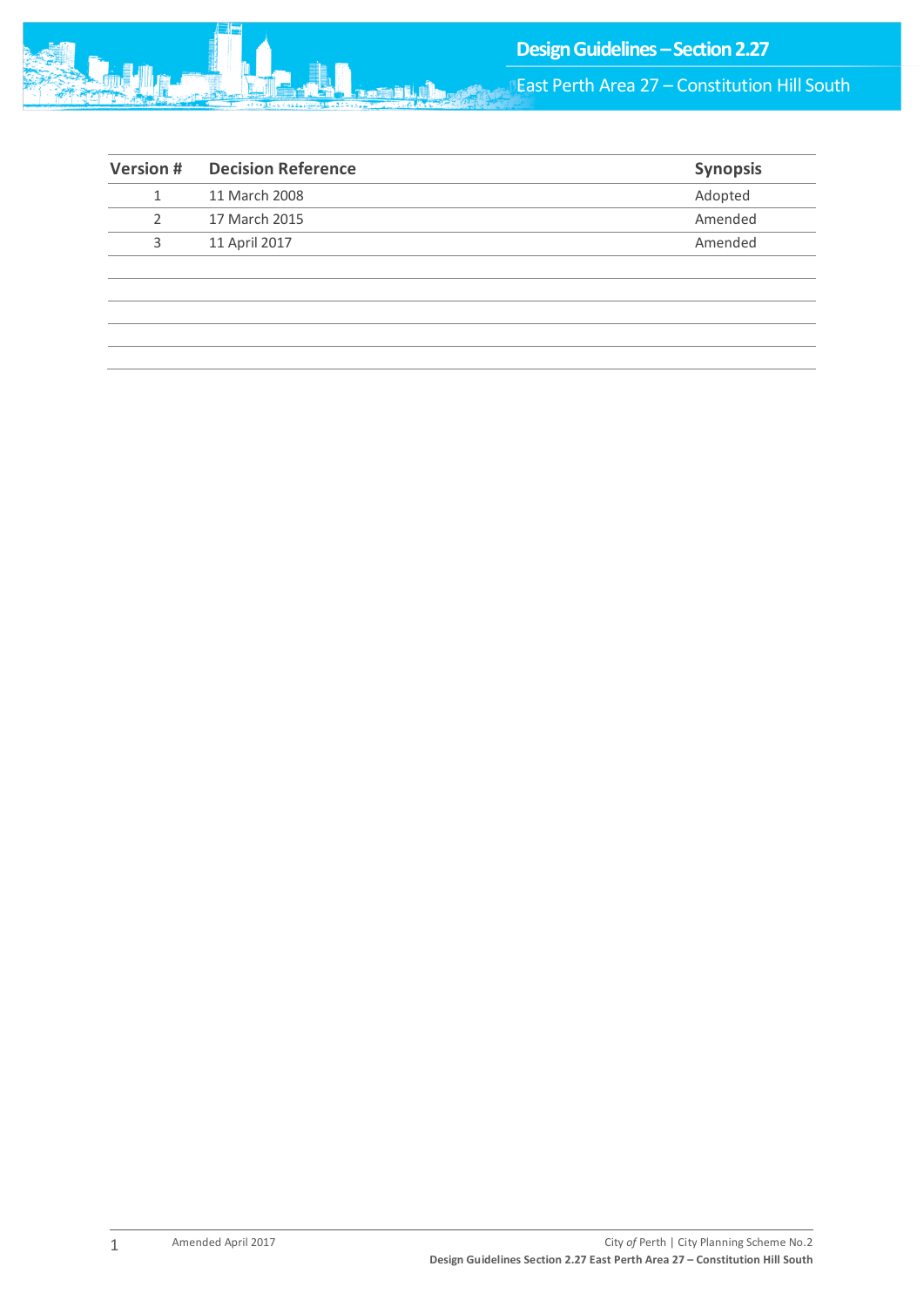| Version # | Decision Reference | Synopsis |
|---|---|---|
| 1 | 11 March 2008 | Adopted |
| 2 | 17 March 2015 | Amended |
| 3 | 11 April 2017 | Amended |
| | | |
| | | |
| | | |
| | | |
| | | |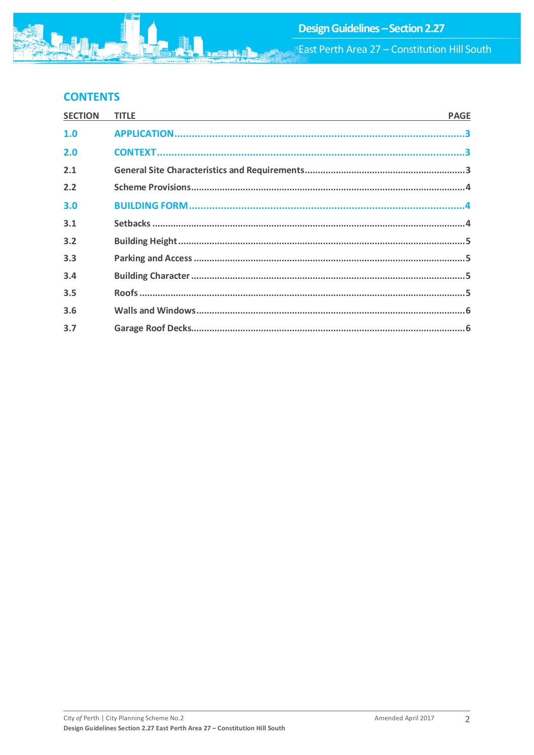## CONTENTS

| SECTION | TITLE | PAGE |
|---|---|---|
| **1.0** | **APPLICATION** | **3** |
| **2.0** | **CONTEXT** | **3** |
| 2.1 | General Site Characteristics and Requirements | 3 |
| 2.2 | Scheme Provisions | 4 |
| **3.0** | **BUILDING FORM** | **4** |
| 3.1 | Setbacks | 4 |
| 3.2 | Building Height | 5 |
| 3.3 | Parking and Access | 5 |
| 3.4 | Building Character | 5 |
| 3.5 | Roofs | 5 |
| 3.6 | Walls and Windows | 6 |
| 3.7 | Garage Roof Decks | 6 |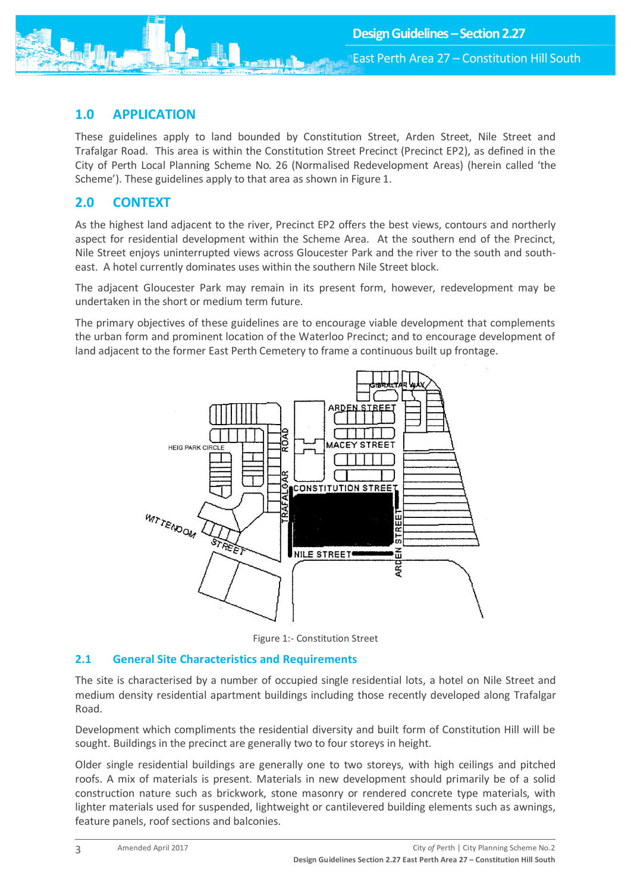## 1.0 APPLICATION

These guidelines apply to land bounded by Constitution Street, Arden Street, Nile Street and Trafalgar Road. This area is within the Constitution Street Precinct (Precinct EP2), as defined in the City of Perth Local Planning Scheme No. 26 (Normalised Redevelopment Areas) (herein called 'the Scheme'). These guidelines apply to that area as shown in Figure 1.

## 2.0 CONTEXT

As the highest land adjacent to the river, Precinct EP2 offers the best views, contours and northerly aspect for residential development within the Scheme Area. At the southern end of the Precinct, Nile Street enjoys uninterrupted views across Gloucester Park and the river to the south and south-east. A hotel currently dominates uses within the southern Nile Street block.

The adjacent Gloucester Park may remain in its present form, however, redevelopment may be undertaken in the short or medium term future.

The primary objectives of these guidelines are to encourage viable development that complements the urban form and prominent location of the Waterloo Precinct; and to encourage development of land adjacent to the former East Perth Cemetery to frame a continuous built up frontage.

Figure 1:- Constitution Street

### 2.1 General Site Characteristics and Requirements

The site is characterised by a number of occupied single residential lots, a hotel on Nile Street and medium density residential apartment buildings including those recently developed along Trafalgar Road.

Development which compliments the residential diversity and built form of Constitution Hill will be sought. Buildings in the precinct are generally two to four storeys in height.

Older single residential buildings are generally one to two storeys, with high ceilings and pitched roofs. A mix of materials is present. Materials in new development should primarily be of a solid construction nature such as brickwork, stone masonry or rendered concrete type materials, with lighter materials used for suspended, lightweight or cantilevered building elements such as awnings, feature panels, roof sections and balconies.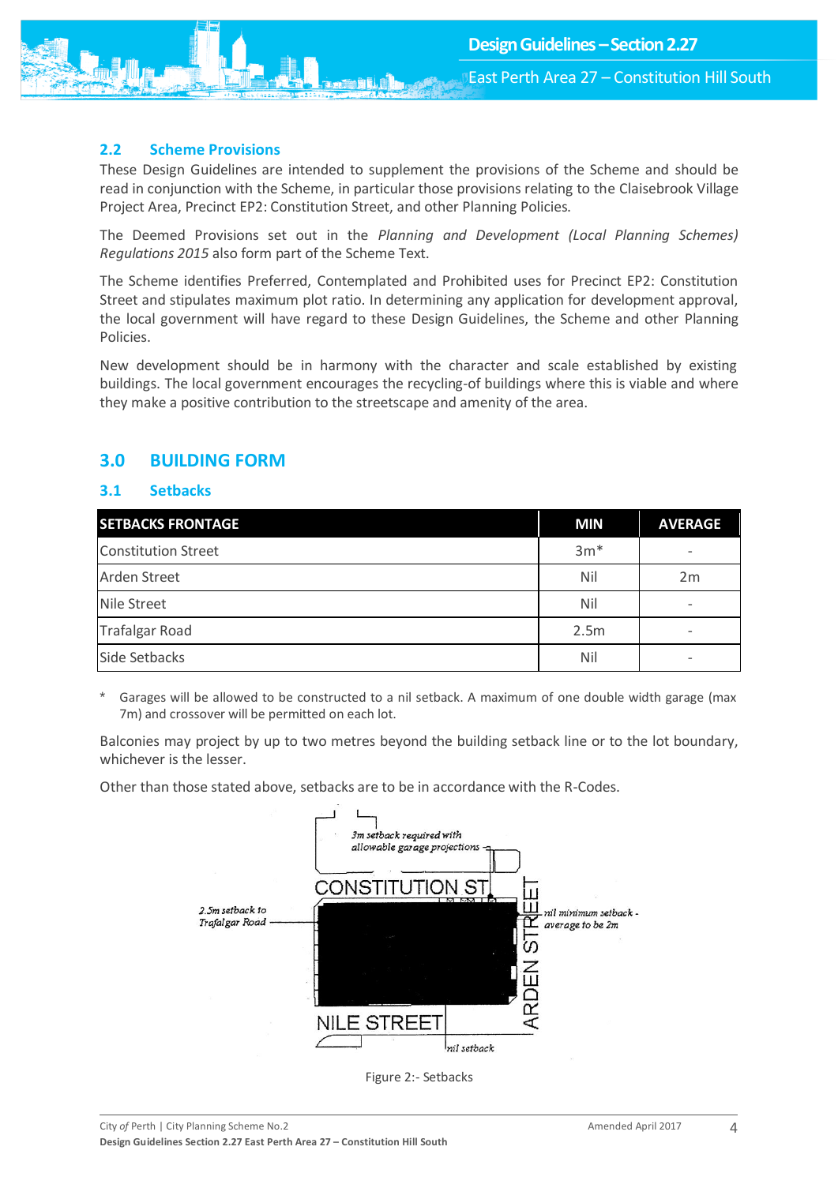## 2.2 Scheme Provisions

These Design Guidelines are intended to supplement the provisions of the Scheme and should be read in conjunction with the Scheme, in particular those provisions relating to the Claisebrook Village Project Area, Precinct EP2: Constitution Street, and other Planning Policies.

The Deemed Provisions set out in the *Planning and Development (Local Planning Schemes) Regulations 2015* also form part of the Scheme Text.

The Scheme identifies Preferred, Contemplated and Prohibited uses for Precinct EP2: Constitution Street and stipulates maximum plot ratio. In determining any application for development approval, the local government will have regard to these Design Guidelines, the Scheme and other Planning Policies.

New development should be in harmony with the character and scale established by existing buildings. The local government encourages the recycling-of buildings where this is viable and where they make a positive contribution to the streetscape and amenity of the area.

# 3.0 BUILDING FORM

## 3.1 Setbacks

| SETBACKS FRONTAGE | MIN | AVERAGE |
|---|---|---|
| Constitution Street | 3m* | - |
| Arden Street | Nil | 2m |
| Nile Street | Nil | - |
| Trafalgar Road | 2.5m | - |
| Side Setbacks | Nil | - |

\* Garages will be allowed to be constructed to a nil setback. A maximum of one double width garage (max 7m) and crossover will be permitted on each lot.

Balconies may project by up to two metres beyond the building setback line or to the lot boundary, whichever is the lesser.

Other than those stated above, setbacks are to be in accordance with the R-Codes.

*3m setback required with allowable garage projections*

CONSTITUTION ST

*2.5m setback to Trafalgar Road*

*nil minimum setback - average to be 2m*

ARDEN STREET

NILE STREET

*nil setback*

Figure 2:- Setbacks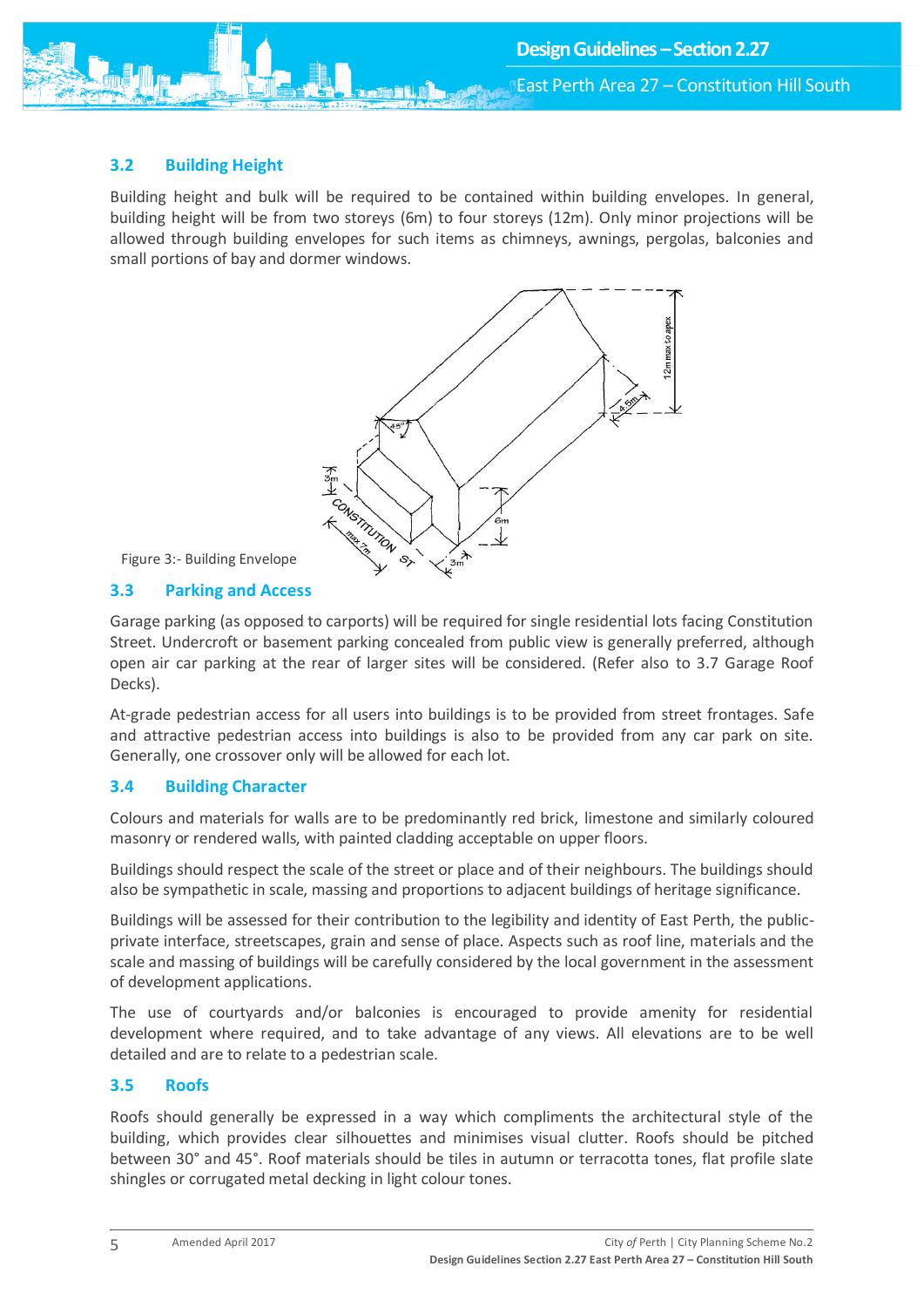### 3.2 Building Height

Building height and bulk will be required to be contained within building envelopes. In general, building height will be from two storeys (6m) to four storeys (12m). Only minor projections will be allowed through building envelopes for such items as chimneys, awnings, pergolas, balconies and small portions of bay and dormer windows.

Figure 3:- Building Envelope

### 3.3 Parking and Access

Garage parking (as opposed to carports) will be required for single residential lots facing Constitution Street. Undercroft or basement parking concealed from public view is generally preferred, although open air car parking at the rear of larger sites will be considered. (Refer also to 3.7 Garage Roof Decks).

At-grade pedestrian access for all users into buildings is to be provided from street frontages. Safe and attractive pedestrian access into buildings is also to be provided from any car park on site. Generally, one crossover only will be allowed for each lot.

### 3.4 Building Character

Colours and materials for walls are to be predominantly red brick, limestone and similarly coloured masonry or rendered walls, with painted cladding acceptable on upper floors.

Buildings should respect the scale of the street or place and of their neighbours. The buildings should also be sympathetic in scale, massing and proportions to adjacent buildings of heritage significance.

Buildings will be assessed for their contribution to the legibility and identity of East Perth, the public-private interface, streetscapes, grain and sense of place. Aspects such as roof line, materials and the scale and massing of buildings will be carefully considered by the local government in the assessment of development applications.

The use of courtyards and/or balconies is encouraged to provide amenity for residential development where required, and to take advantage of any views. All elevations are to be well detailed and are to relate to a pedestrian scale.

### 3.5 Roofs

Roofs should generally be expressed in a way which compliments the architectural style of the building, which provides clear silhouettes and minimises visual clutter. Roofs should be pitched between 30° and 45°. Roof materials should be tiles in autumn or terracotta tones, flat profile slate shingles or corrugated metal decking in light colour tones.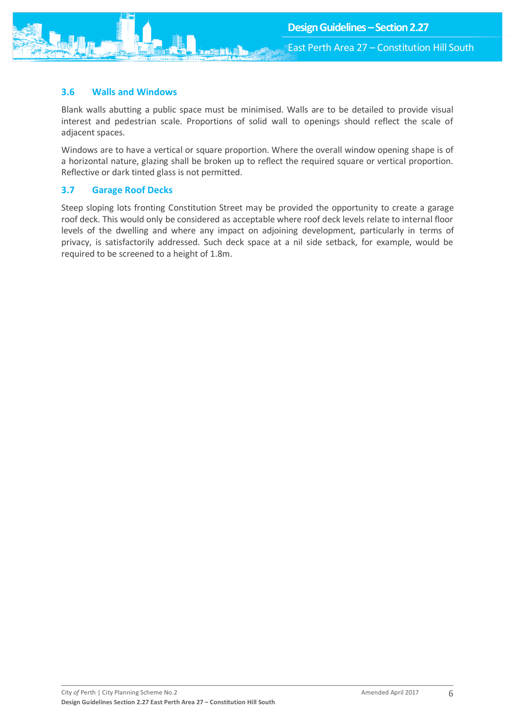### 3.6 Walls and Windows

Blank walls abutting a public space must be minimised. Walls are to be detailed to provide visual interest and pedestrian scale. Proportions of solid wall to openings should reflect the scale of adjacent spaces.

Windows are to have a vertical or square proportion. Where the overall window opening shape is of a horizontal nature, glazing shall be broken up to reflect the required square or vertical proportion. Reflective or dark tinted glass is not permitted.

### 3.7 Garage Roof Decks

Steep sloping lots fronting Constitution Street may be provided the opportunity to create a garage roof deck. This would only be considered as acceptable where roof deck levels relate to internal floor levels of the dwelling and where any impact on adjoining development, particularly in terms of privacy, is satisfactorily addressed. Such deck space at a nil side setback, for example, would be required to be screened to a height of 1.8m.